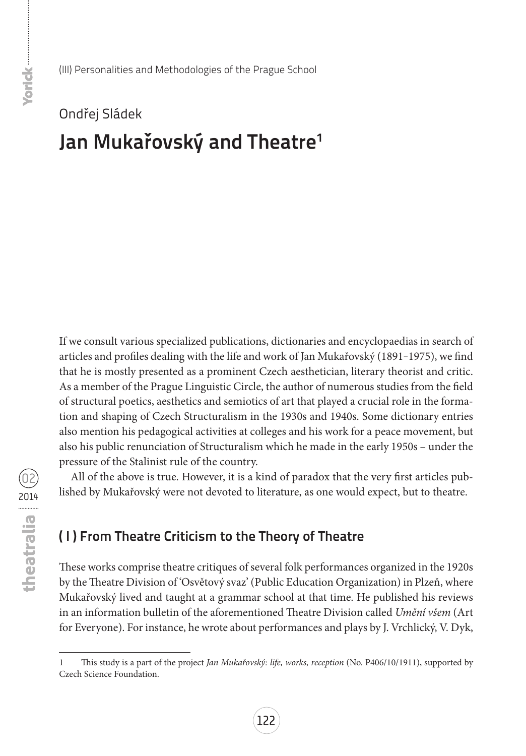(III) Personalities and Methodologies of the Prague School

Ondřej Sládek

# Jan Mukařovský and Theatre[1]

If we consult various specialized publications, dictionaries and encyclopaedias in search of articles and profiles dealing with the life and work of Jan Mukařovský (1891–1975), we find that he is mostly presented as a prominent Czech aesthetician, literary theorist and critic. As a member of the Prague Linguistic Circle, the author of numerous studies from the field of structural poetics, aesthetics and semiotics of art that played a crucial role in the formation and shaping of Czech Structuralism in the 1930s and 1940s. Some dictionary entries also mention his pedagogical activities at colleges and his work for a peace movement, but also his public renunciation of Structuralism which he made in the early 1950s – under the pressure of the Stalinist rule of the country.

All of the above is true. However, it is a kind of paradox that the very first articles published by Mukařovský were not devoted to literature, as one would expect, but to theatre.

## ( I ) From Theatre Criticism to the Theory of Theatre

These works comprise theatre critiques of several folk performances organized in the 1920s by the Theatre Division of 'Osvětový svaz' (Public Education Organization) in Plzeň, where Mukařovský lived and taught at a grammar school at that time. He published his reviews in an information bulletin of the aforementioned Theatre Division called *Umění všem* (Art for Everyone). For instance, he wrote about performances and plays by J. Vrchlický, V. Dyk,

---

1 This study is a part of the project *Jan Mukařovský: life, works, reception* (No. P406/10/1911), supported by Czech Science Foundation.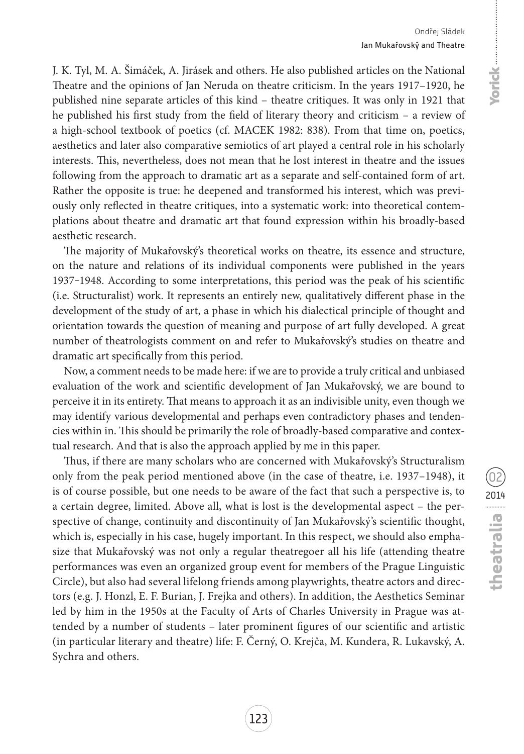J. K. Tyl, M. A. Šimáček, A. Jirásek and others. He also published articles on the National Theatre and the opinions of Jan Neruda on theatre criticism. In the years 1917–1920, he published nine separate articles of this kind – theatre critiques. It was only in 1921 that he published his first study from the field of literary theory and criticism – a review of a high-school textbook of poetics (cf. MACEK 1982: 838). From that time on, poetics, aesthetics and later also comparative semiotics of art played a central role in his scholarly interests. This, nevertheless, does not mean that he lost interest in theatre and the issues following from the approach to dramatic art as a separate and self-contained form of art. Rather the opposite is true: he deepened and transformed his interest, which was previously only reflected in theatre critiques, into a systematic work: into theoretical contemplations about theatre and dramatic art that found expression within his broadly-based aesthetic research.

The majority of Mukařovský's theoretical works on theatre, its essence and structure, on the nature and relations of its individual components were published in the years 1937‑1948. According to some interpretations, this period was the peak of his scientific (i.e. Structuralist) work. It represents an entirely new, qualitatively different phase in the development of the study of art, a phase in which his dialectical principle of thought and orientation towards the question of meaning and purpose of art fully developed. A great number of theatrologists comment on and refer to Mukařovský's studies on theatre and dramatic art specifically from this period.

Now, a comment needs to be made here: if we are to provide a truly critical and unbiased evaluation of the work and scientific development of Jan Mukařovský, we are bound to perceive it in its entirety. That means to approach it as an indivisible unity, even though we may identify various developmental and perhaps even contradictory phases and tendencies within in. This should be primarily the role of broadly-based comparative and contextual research. And that is also the approach applied by me in this paper.

Thus, if there are many scholars who are concerned with Mukařovský's Structuralism only from the peak period mentioned above (in the case of theatre, i.e. 1937–1948), it is of course possible, but one needs to be aware of the fact that such a perspective is, to a certain degree, limited. Above all, what is lost is the developmental aspect – the perspective of change, continuity and discontinuity of Jan Mukařovský's scientific thought, which is, especially in his case, hugely important. In this respect, we should also emphasize that Mukařovský was not only a regular theatregoer all his life (attending theatre performances was even an organized group event for members of the Prague Linguistic Circle), but also had several lifelong friends among playwrights, theatre actors and directors (e.g. J. Honzl, E. F. Burian, J. Frejka and others). In addition, the Aesthetics Seminar led by him in the 1950s at the Faculty of Arts of Charles University in Prague was attended by a number of students – later prominent figures of our scientific and artistic (in particular literary and theatre) life: F. Černý, O. Krejča, M. Kundera, R. Lukavský, A. Sychra and others.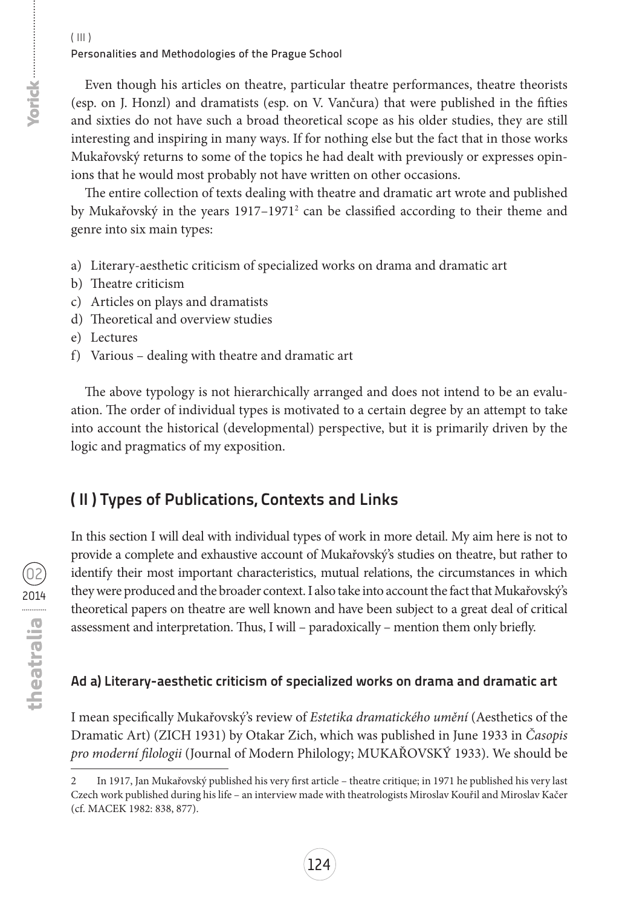Even though his articles on theatre, particular theatre performances, theatre theorists (esp. on J. Honzl) and dramatists (esp. on V. Vančura) that were published in the fifties and sixties do not have such a broad theoretical scope as his older studies, they are still interesting and inspiring in many ways. If for nothing else but the fact that in those works Mukařovský returns to some of the topics he had dealt with previously or expresses opinions that he would most probably not have written on other occasions.

The entire collection of texts dealing with theatre and dramatic art wrote and published by Mukařovský in the years 1917–1971[2] can be classified according to their theme and genre into six main types:

a) Literary-aesthetic criticism of specialized works on drama and dramatic art
b) Theatre criticism
c) Articles on plays and dramatists
d) Theoretical and overview studies
e) Lectures
f) Various – dealing with theatre and dramatic art

The above typology is not hierarchically arranged and does not intend to be an evaluation. The order of individual types is motivated to a certain degree by an attempt to take into account the historical (developmental) perspective, but it is primarily driven by the logic and pragmatics of my exposition.

## ( II ) Types of Publications, Contexts and Links

In this section I will deal with individual types of work in more detail. My aim here is not to provide a complete and exhaustive account of Mukařovský's studies on theatre, but rather to identify their most important characteristics, mutual relations, the circumstances in which they were produced and the broader context. I also take into account the fact that Mukařovský's theoretical papers on theatre are well known and have been subject to a great deal of critical assessment and interpretation. Thus, I will – paradoxically – mention them only briefly.

### Ad a) Literary-aesthetic criticism of specialized works on drama and dramatic art

I mean specifically Mukařovský's review of *Estetika dramatického umění* (Aesthetics of the Dramatic Art) (ZICH 1931) by Otakar Zich, which was published in June 1933 in *Časopis pro moderní filologii* (Journal of Modern Philology; MUKAŘOVSKÝ 1933). We should be

---

2 In 1917, Jan Mukařovský published his very first article – theatre critique; in 1971 he published his very last Czech work published during his life – an interview made with theatrologists Miroslav Kouřil and Miroslav Kačer (cf. MACEK 1982: 838, 877).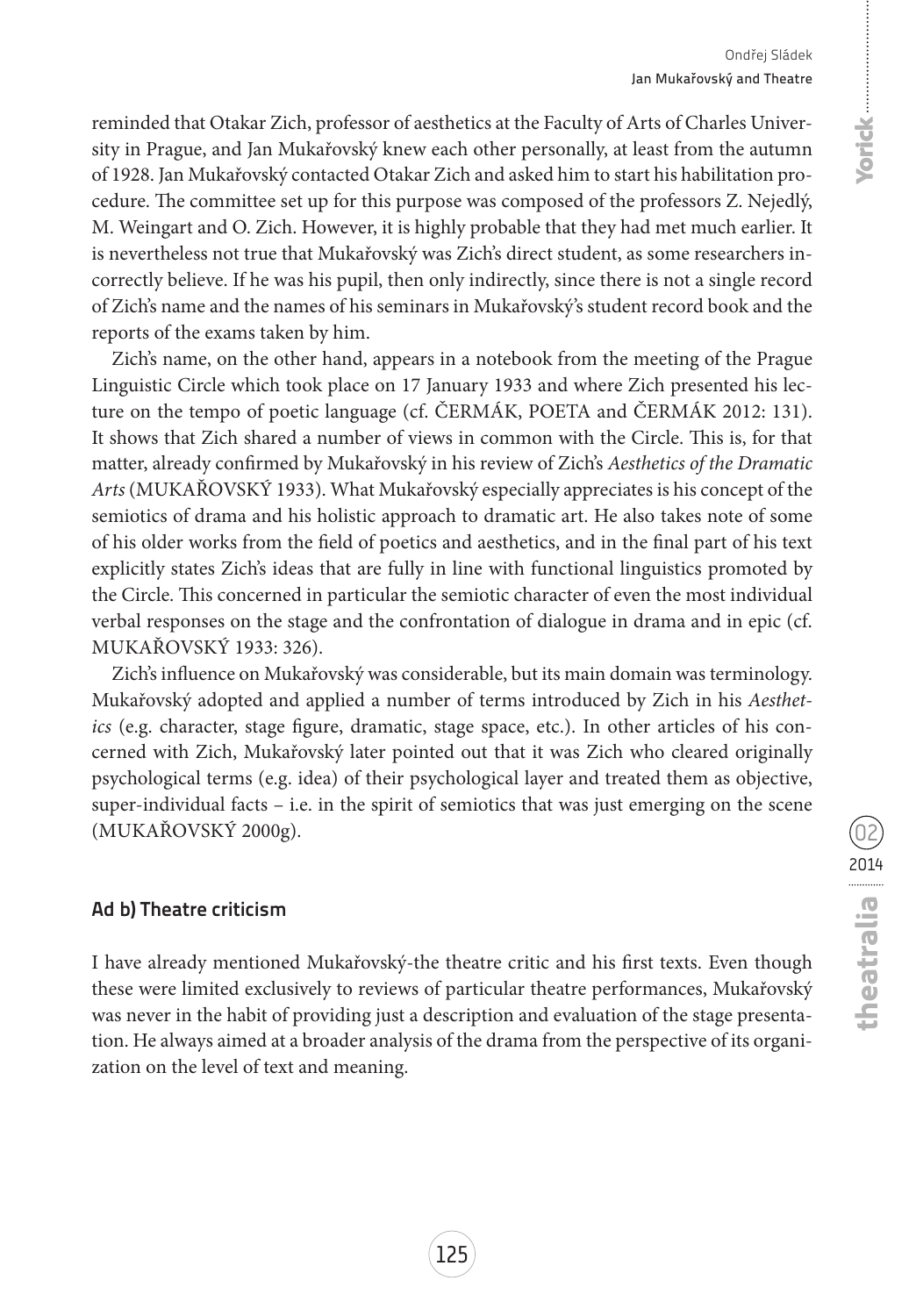reminded that Otakar Zich, professor of aesthetics at the Faculty of Arts of Charles University in Prague, and Jan Mukařovský knew each other personally, at least from the autumn of 1928. Jan Mukařovský contacted Otakar Zich and asked him to start his habilitation procedure. The committee set up for this purpose was composed of the professors Z. Nejedlý, M. Weingart and O. Zich. However, it is highly probable that they had met much earlier. It is nevertheless not true that Mukařovský was Zich's direct student, as some researchers incorrectly believe. If he was his pupil, then only indirectly, since there is not a single record of Zich's name and the names of his seminars in Mukařovský's student record book and the reports of the exams taken by him.

Zich's name, on the other hand, appears in a notebook from the meeting of the Prague Linguistic Circle which took place on 17 January 1933 and where Zich presented his lecture on the tempo of poetic language (cf. ČERMÁK, POETA and ČERMÁK 2012: 131). It shows that Zich shared a number of views in common with the Circle. This is, for that matter, already confirmed by Mukařovský in his review of Zich's *Aesthetics of the Dramatic Arts* (MUKAŘOVSKÝ 1933). What Mukařovský especially appreciates is his concept of the semiotics of drama and his holistic approach to dramatic art. He also takes note of some of his older works from the field of poetics and aesthetics, and in the final part of his text explicitly states Zich's ideas that are fully in line with functional linguistics promoted by the Circle. This concerned in particular the semiotic character of even the most individual verbal responses on the stage and the confrontation of dialogue in drama and in epic (cf. MUKAŘOVSKÝ 1933: 326).

Zich's influence on Mukařovský was considerable, but its main domain was terminology. Mukařovský adopted and applied a number of terms introduced by Zich in his *Aesthetics* (e.g. character, stage figure, dramatic, stage space, etc.). In other articles of his concerned with Zich, Mukařovský later pointed out that it was Zich who cleared originally psychological terms (e.g. idea) of their psychological layer and treated them as objective, super-individual facts – i.e. in the spirit of semiotics that was just emerging on the scene (MUKAŘOVSKÝ 2000g).

### Ad b) Theatre criticism

I have already mentioned Mukařovský-the theatre critic and his first texts. Even though these were limited exclusively to reviews of particular theatre performances, Mukařovský was never in the habit of providing just a description and evaluation of the stage presentation. He always aimed at a broader analysis of the drama from the perspective of its organization on the level of text and meaning.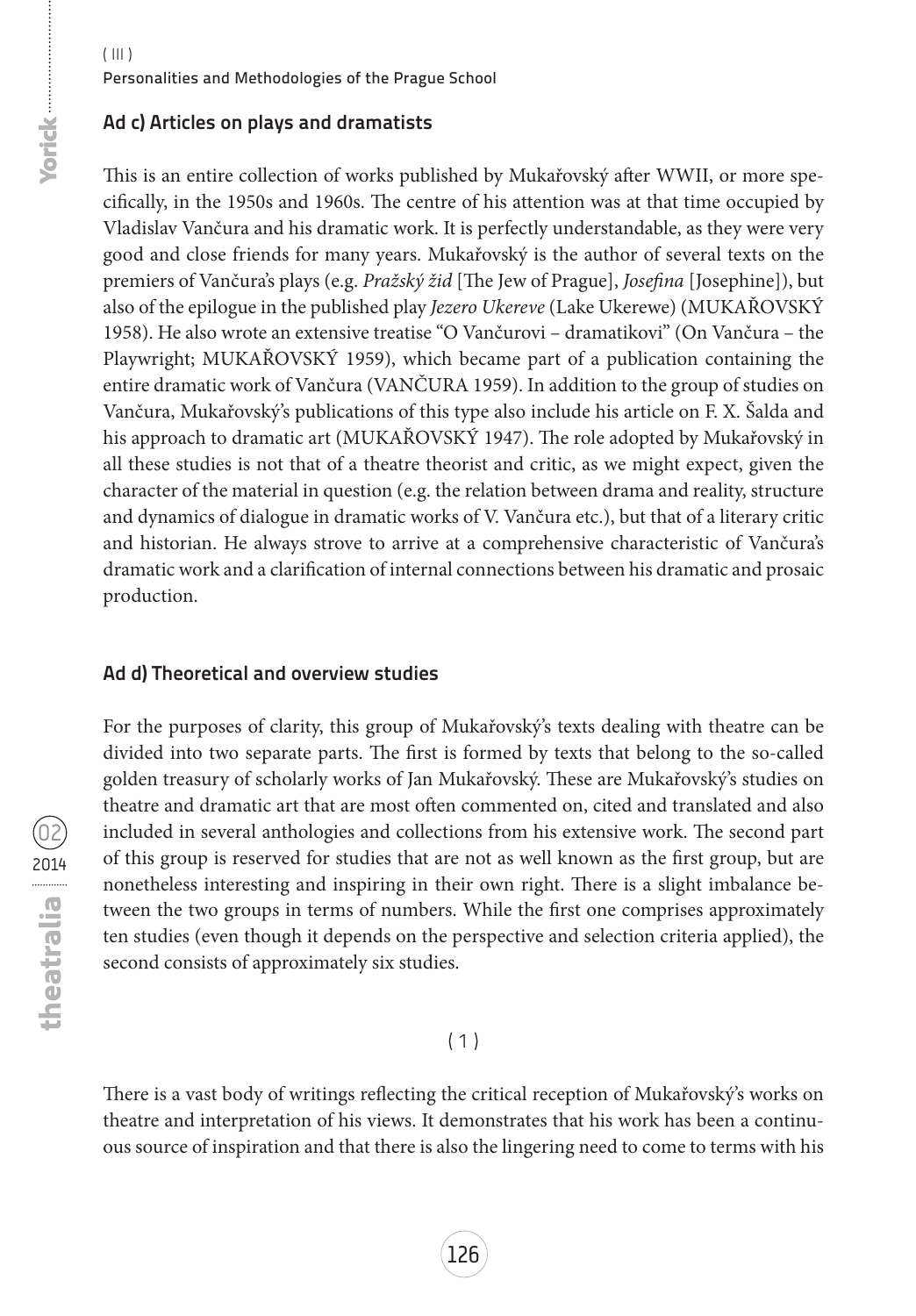### Ad c) Articles on plays and dramatists

This is an entire collection of works published by Mukařovský after WWII, or more specifically, in the 1950s and 1960s. The centre of his attention was at that time occupied by Vladislav Vančura and his dramatic work. It is perfectly understandable, as they were very good and close friends for many years. Mukařovský is the author of several texts on the premiers of Vančura's plays (e.g. *Pražský žid* [The Jew of Prague], *Josefina* [Josephine]), but also of the epilogue in the published play *Jezero Ukereve* (Lake Ukerewe) (MUKAŘOVSKÝ 1958). He also wrote an extensive treatise "O Vančurovi – dramatikovi" (On Vančura – the Playwright; MUKAŘOVSKÝ 1959), which became part of a publication containing the entire dramatic work of Vančura (VANČURA 1959). In addition to the group of studies on Vančura, Mukařovský's publications of this type also include his article on F. X. Šalda and his approach to dramatic art (MUKAŘOVSKÝ 1947). The role adopted by Mukařovský in all these studies is not that of a theatre theorist and critic, as we might expect, given the character of the material in question (e.g. the relation between drama and reality, structure and dynamics of dialogue in dramatic works of V. Vančura etc.), but that of a literary critic and historian. He always strove to arrive at a comprehensive characteristic of Vančura's dramatic work and a clarification of internal connections between his dramatic and prosaic production.

### Ad d) Theoretical and overview studies

For the purposes of clarity, this group of Mukařovský's texts dealing with theatre can be divided into two separate parts. The first is formed by texts that belong to the so-called golden treasury of scholarly works of Jan Mukařovský. These are Mukařovský's studies on theatre and dramatic art that are most often commented on, cited and translated and also included in several anthologies and collections from his extensive work. The second part of this group is reserved for studies that are not as well known as the first group, but are nonetheless interesting and inspiring in their own right. There is a slight imbalance between the two groups in terms of numbers. While the first one comprises approximately ten studies (even though it depends on the perspective and selection criteria applied), the second consists of approximately six studies.

( 1 )

There is a vast body of writings reflecting the critical reception of Mukařovský's works on theatre and interpretation of his views. It demonstrates that his work has been a continuous source of inspiration and that there is also the lingering need to come to terms with his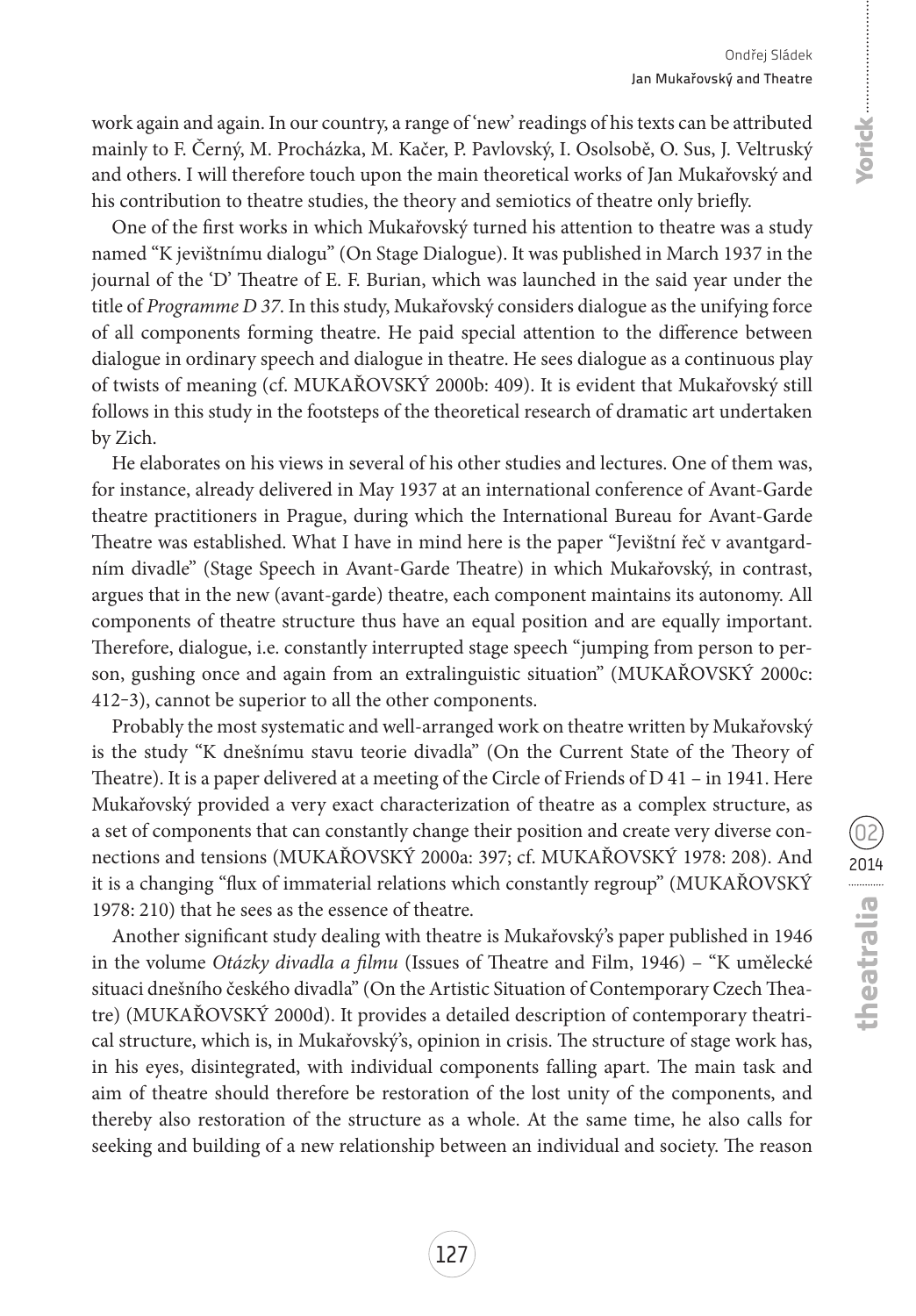work again and again. In our country, a range of 'new' readings of his texts can be attributed mainly to F. Černý, M. Procházka, M. Kačer, P. Pavlovský, I. Osolsobě, O. Sus, J. Veltruský and others. I will therefore touch upon the main theoretical works of Jan Mukařovský and his contribution to theatre studies, the theory and semiotics of theatre only briefly.

One of the first works in which Mukařovský turned his attention to theatre was a study named "K jevištnímu dialogu" (On Stage Dialogue). It was published in March 1937 in the journal of the 'D' Theatre of E. F. Burian, which was launched in the said year under the title of *Programme D 37*. In this study, Mukařovský considers dialogue as the unifying force of all components forming theatre. He paid special attention to the difference between dialogue in ordinary speech and dialogue in theatre. He sees dialogue as a continuous play of twists of meaning (cf. MUKAŘOVSKÝ 2000b: 409). It is evident that Mukařovský still follows in this study in the footsteps of the theoretical research of dramatic art undertaken by Zich.

He elaborates on his views in several of his other studies and lectures. One of them was, for instance, already delivered in May 1937 at an international conference of Avant-Garde theatre practitioners in Prague, during which the International Bureau for Avant-Garde Theatre was established. What I have in mind here is the paper "Jevištní řeč v avantgardním divadle" (Stage Speech in Avant-Garde Theatre) in which Mukařovský, in contrast, argues that in the new (avant-garde) theatre, each component maintains its autonomy. All components of theatre structure thus have an equal position and are equally important. Therefore, dialogue, i.e. constantly interrupted stage speech "jumping from person to person, gushing once and again from an extralinguistic situation" (MUKAŘOVSKÝ 2000c: 412–3), cannot be superior to all the other components.

Probably the most systematic and well-arranged work on theatre written by Mukařovský is the study "K dnešnímu stavu teorie divadla" (On the Current State of the Theory of Theatre). It is a paper delivered at a meeting of the Circle of Friends of D 41 – in 1941. Here Mukařovský provided a very exact characterization of theatre as a complex structure, as a set of components that can constantly change their position and create very diverse connections and tensions (MUKAŘOVSKÝ 2000a: 397; cf. MUKAŘOVSKÝ 1978: 208). And it is a changing "flux of immaterial relations which constantly regroup" (MUKAŘOVSKÝ 1978: 210) that he sees as the essence of theatre.

Another significant study dealing with theatre is Mukařovský's paper published in 1946 in the volume *Otázky divadla a filmu* (Issues of Theatre and Film, 1946) – "K umělecké situaci dnešního českého divadla" (On the Artistic Situation of Contemporary Czech Theatre) (MUKAŘOVSKÝ 2000d). It provides a detailed description of contemporary theatrical structure, which is, in Mukařovský's, opinion in crisis. The structure of stage work has, in his eyes, disintegrated, with individual components falling apart. The main task and aim of theatre should therefore be restoration of the lost unity of the components, and thereby also restoration of the structure as a whole. At the same time, he also calls for seeking and building of a new relationship between an individual and society. The reason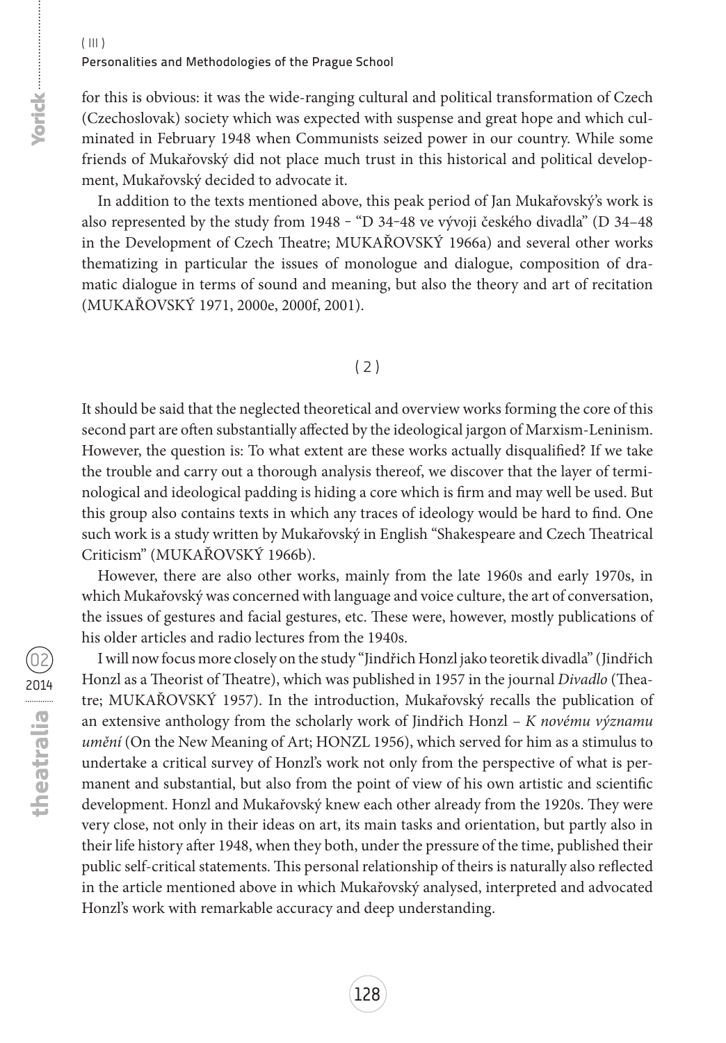for this is obvious: it was the wide-ranging cultural and political transformation of Czech (Czechoslovak) society which was expected with suspense and great hope and which culminated in February 1948 when Communists seized power in our country. While some friends of Mukařovský did not place much trust in this historical and political development, Mukařovský decided to advocate it.

In addition to the texts mentioned above, this peak period of Jan Mukařovský's work is also represented by the study from 1948 – "D 34–48 ve vývoji českého divadla" (D 34–48 in the Development of Czech Theatre; MUKAŘOVSKÝ 1966a) and several other works thematizing in particular the issues of monologue and dialogue, composition of dramatic dialogue in terms of sound and meaning, but also the theory and art of recitation (MUKAŘOVSKÝ 1971, 2000e, 2000f, 2001).

## ( 2 )

It should be said that the neglected theoretical and overview works forming the core of this second part are often substantially affected by the ideological jargon of Marxism-Leninism. However, the question is: To what extent are these works actually disqualified? If we take the trouble and carry out a thorough analysis thereof, we discover that the layer of terminological and ideological padding is hiding a core which is firm and may well be used. But this group also contains texts in which any traces of ideology would be hard to find. One such work is a study written by Mukařovský in English "Shakespeare and Czech Theatrical Criticism" (MUKAŘOVSKÝ 1966b).

However, there are also other works, mainly from the late 1960s and early 1970s, in which Mukařovský was concerned with language and voice culture, the art of conversation, the issues of gestures and facial gestures, etc. These were, however, mostly publications of his older articles and radio lectures from the 1940s.

I will now focus more closely on the study "Jindřich Honzl jako teoretik divadla" (Jindřich Honzl as a Theorist of Theatre), which was published in 1957 in the journal *Divadlo* (Theatre; MUKAŘOVSKÝ 1957). In the introduction, Mukařovský recalls the publication of an extensive anthology from the scholarly work of Jindřich Honzl – *K novému významu umění* (On the New Meaning of Art; HONZL 1956), which served for him as a stimulus to undertake a critical survey of Honzl's work not only from the perspective of what is permanent and substantial, but also from the point of view of his own artistic and scientific development. Honzl and Mukařovský knew each other already from the 1920s. They were very close, not only in their ideas on art, its main tasks and orientation, but partly also in their life history after 1948, when they both, under the pressure of the time, published their public self-critical statements. This personal relationship of theirs is naturally also reflected in the article mentioned above in which Mukařovský analysed, interpreted and advocated Honzl's work with remarkable accuracy and deep understanding.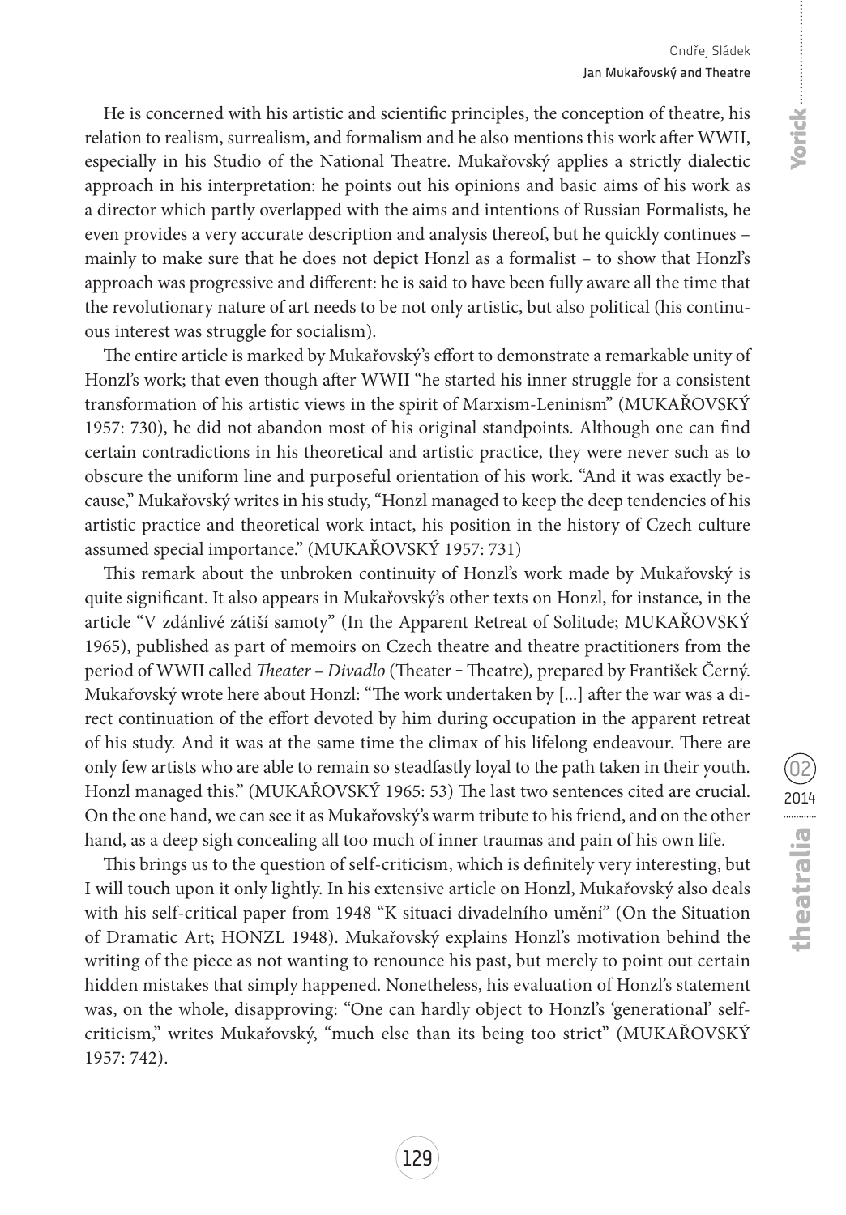He is concerned with his artistic and scientific principles, the conception of theatre, his relation to realism, surrealism, and formalism and he also mentions this work after WWII, especially in his Studio of the National Theatre. Mukařovský applies a strictly dialectic approach in his interpretation: he points out his opinions and basic aims of his work as a director which partly overlapped with the aims and intentions of Russian Formalists, he even provides a very accurate description and analysis thereof, but he quickly continues – mainly to make sure that he does not depict Honzl as a formalist – to show that Honzl's approach was progressive and different: he is said to have been fully aware all the time that the revolutionary nature of art needs to be not only artistic, but also political (his continuous interest was struggle for socialism).

The entire article is marked by Mukařovský's effort to demonstrate a remarkable unity of Honzl's work; that even though after WWII "he started his inner struggle for a consistent transformation of his artistic views in the spirit of Marxism-Leninism" (MUKAŘOVSKÝ 1957: 730), he did not abandon most of his original standpoints. Although one can find certain contradictions in his theoretical and artistic practice, they were never such as to obscure the uniform line and purposeful orientation of his work. "And it was exactly because," Mukařovský writes in his study, "Honzl managed to keep the deep tendencies of his artistic practice and theoretical work intact, his position in the history of Czech culture assumed special importance." (MUKAŘOVSKÝ 1957: 731)

This remark about the unbroken continuity of Honzl's work made by Mukařovský is quite significant. It also appears in Mukařovský's other texts on Honzl, for instance, in the article "V zdánlivé zátiší samoty" (In the Apparent Retreat of Solitude; MUKAŘOVSKÝ 1965), published as part of memoirs on Czech theatre and theatre practitioners from the period of WWII called *Theater – Divadlo* (Theater – Theatre), prepared by František Černý. Mukařovský wrote here about Honzl: "The work undertaken by [...] after the war was a direct continuation of the effort devoted by him during occupation in the apparent retreat of his study. And it was at the same time the climax of his lifelong endeavour. There are only few artists who are able to remain so steadfastly loyal to the path taken in their youth. Honzl managed this." (MUKAŘOVSKÝ 1965: 53) The last two sentences cited are crucial. On the one hand, we can see it as Mukařovský's warm tribute to his friend, and on the other hand, as a deep sigh concealing all too much of inner traumas and pain of his own life.

This brings us to the question of self-criticism, which is definitely very interesting, but I will touch upon it only lightly. In his extensive article on Honzl, Mukařovský also deals with his self-critical paper from 1948 "K situaci divadelního umění" (On the Situation of Dramatic Art; HONZL 1948). Mukařovský explains Honzl's motivation behind the writing of the piece as not wanting to renounce his past, but merely to point out certain hidden mistakes that simply happened. Nonetheless, his evaluation of Honzl's statement was, on the whole, disapproving: "One can hardly object to Honzl's 'generational' self-criticism," writes Mukařovský, "much else than its being too strict" (MUKAŘOVSKÝ 1957: 742).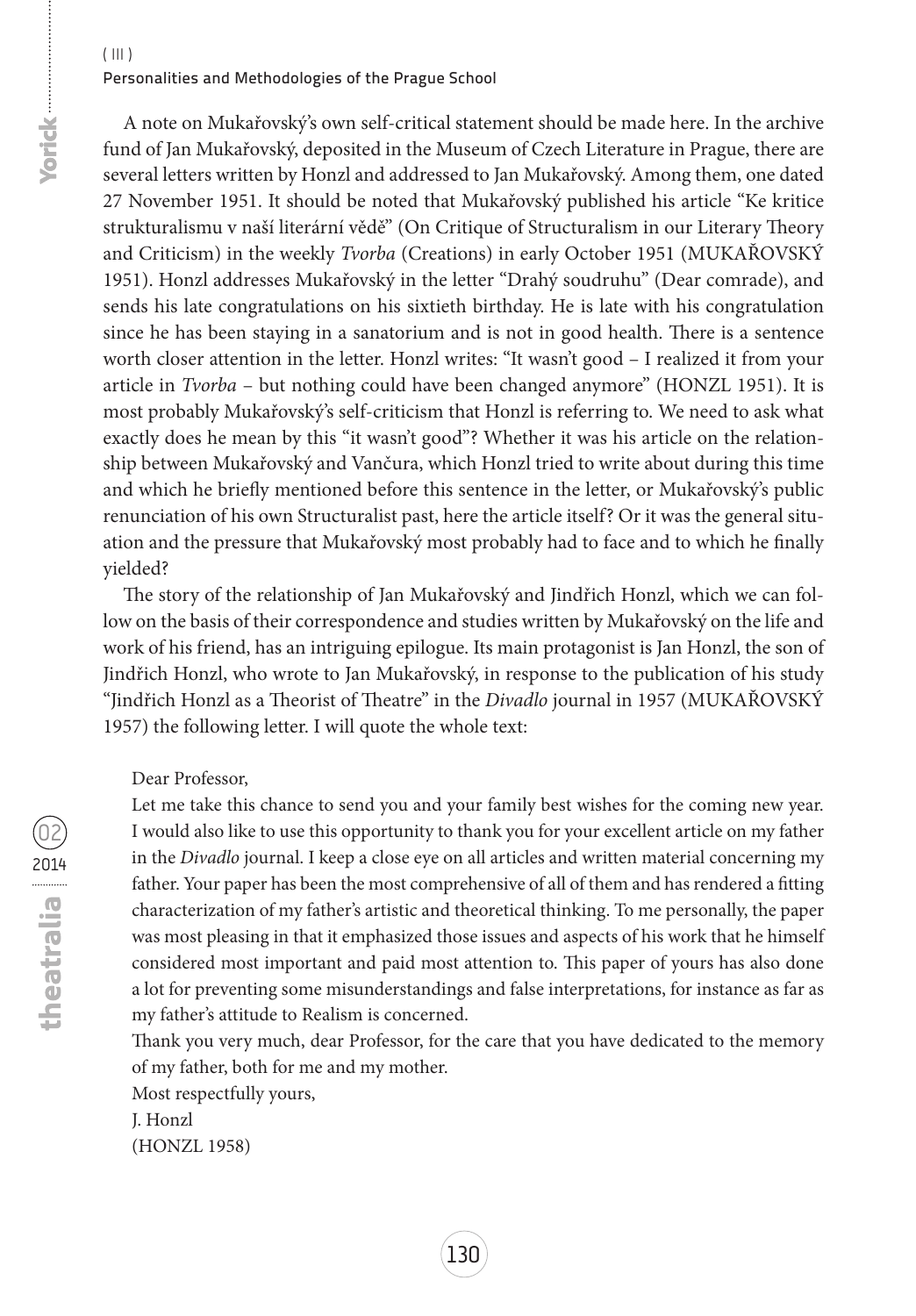A note on Mukařovský's own self-critical statement should be made here. In the archive fund of Jan Mukařovský, deposited in the Museum of Czech Literature in Prague, there are several letters written by Honzl and addressed to Jan Mukařovský. Among them, one dated 27 November 1951. It should be noted that Mukařovský published his article "Ke kritice strukturalismu v naší literární vědě" (On Critique of Structuralism in our Literary Theory and Criticism) in the weekly *Tvorba* (Creations) in early October 1951 (MUKAŘOVSKÝ 1951). Honzl addresses Mukařovský in the letter "Drahý soudruhu" (Dear comrade), and sends his late congratulations on his sixtieth birthday. He is late with his congratulation since he has been staying in a sanatorium and is not in good health. There is a sentence worth closer attention in the letter. Honzl writes: "It wasn't good – I realized it from your article in *Tvorba* – but nothing could have been changed anymore" (HONZL 1951). It is most probably Mukařovský's self-criticism that Honzl is referring to. We need to ask what exactly does he mean by this "it wasn't good"? Whether it was his article on the relationship between Mukařovský and Vančura, which Honzl tried to write about during this time and which he briefly mentioned before this sentence in the letter, or Mukařovský's public renunciation of his own Structuralist past, here the article itself? Or it was the general situation and the pressure that Mukařovský most probably had to face and to which he finally yielded?

The story of the relationship of Jan Mukařovský and Jindřich Honzl, which we can follow on the basis of their correspondence and studies written by Mukařovský on the life and work of his friend, has an intriguing epilogue. Its main protagonist is Jan Honzl, the son of Jindřich Honzl, who wrote to Jan Mukařovský, in response to the publication of his study "Jindřich Honzl as a Theorist of Theatre" in the *Divadlo* journal in 1957 (MUKAŘOVSKÝ 1957) the following letter. I will quote the whole text:

> Dear Professor,
>
> Let me take this chance to send you and your family best wishes for the coming new year. I would also like to use this opportunity to thank you for your excellent article on my father in the *Divadlo* journal. I keep a close eye on all articles and written material concerning my father. Your paper has been the most comprehensive of all of them and has rendered a fitting characterization of my father's artistic and theoretical thinking. To me personally, the paper was most pleasing in that it emphasized those issues and aspects of his work that he himself considered most important and paid most attention to. This paper of yours has also done a lot for preventing some misunderstandings and false interpretations, for instance as far as my father's attitude to Realism is concerned.
>
> Thank you very much, dear Professor, for the care that you have dedicated to the memory of my father, both for me and my mother.
>
> Most respectfully yours,
>
> J. Honzl
>
> (HONZL 1958)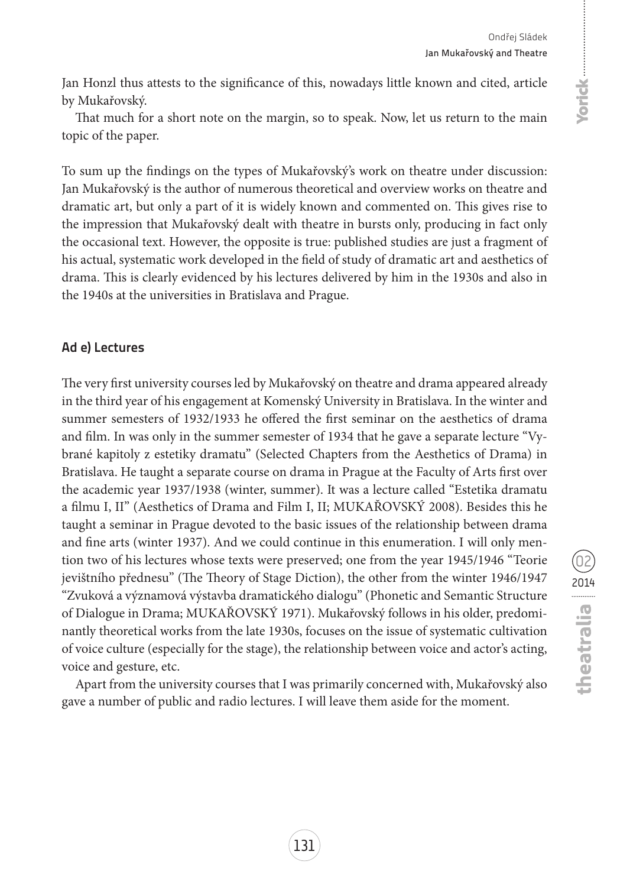Jan Honzl thus attests to the significance of this, nowadays little known and cited, article by Mukařovský.

That much for a short note on the margin, so to speak. Now, let us return to the main topic of the paper.

To sum up the findings on the types of Mukařovský's work on theatre under discussion: Jan Mukařovský is the author of numerous theoretical and overview works on theatre and dramatic art, but only a part of it is widely known and commented on. This gives rise to the impression that Mukařovský dealt with theatre in bursts only, producing in fact only the occasional text. However, the opposite is true: published studies are just a fragment of his actual, systematic work developed in the field of study of dramatic art and aesthetics of drama. This is clearly evidenced by his lectures delivered by him in the 1930s and also in the 1940s at the universities in Bratislava and Prague.

### Ad e) Lectures

The very first university courses led by Mukařovský on theatre and drama appeared already in the third year of his engagement at Komenský University in Bratislava. In the winter and summer semesters of 1932/1933 he offered the first seminar on the aesthetics of drama and film. In was only in the summer semester of 1934 that he gave a separate lecture "Vybrané kapitoly z estetiky dramatu" (Selected Chapters from the Aesthetics of Drama) in Bratislava. He taught a separate course on drama in Prague at the Faculty of Arts first over the academic year 1937/1938 (winter, summer). It was a lecture called "Estetika dramatu a filmu I, II" (Aesthetics of Drama and Film I, II; MUKAŘOVSKÝ 2008). Besides this he taught a seminar in Prague devoted to the basic issues of the relationship between drama and fine arts (winter 1937). And we could continue in this enumeration. I will only mention two of his lectures whose texts were preserved; one from the year 1945/1946 "Teorie jevištního přednesu" (The Theory of Stage Diction), the other from the winter 1946/1947 "Zvuková a významová výstavba dramatického dialogu" (Phonetic and Semantic Structure of Dialogue in Drama; MUKAŘOVSKÝ 1971). Mukařovský follows in his older, predominantly theoretical works from the late 1930s, focuses on the issue of systematic cultivation of voice culture (especially for the stage), the relationship between voice and actor's acting, voice and gesture, etc.

Apart from the university courses that I was primarily concerned with, Mukařovský also gave a number of public and radio lectures. I will leave them aside for the moment.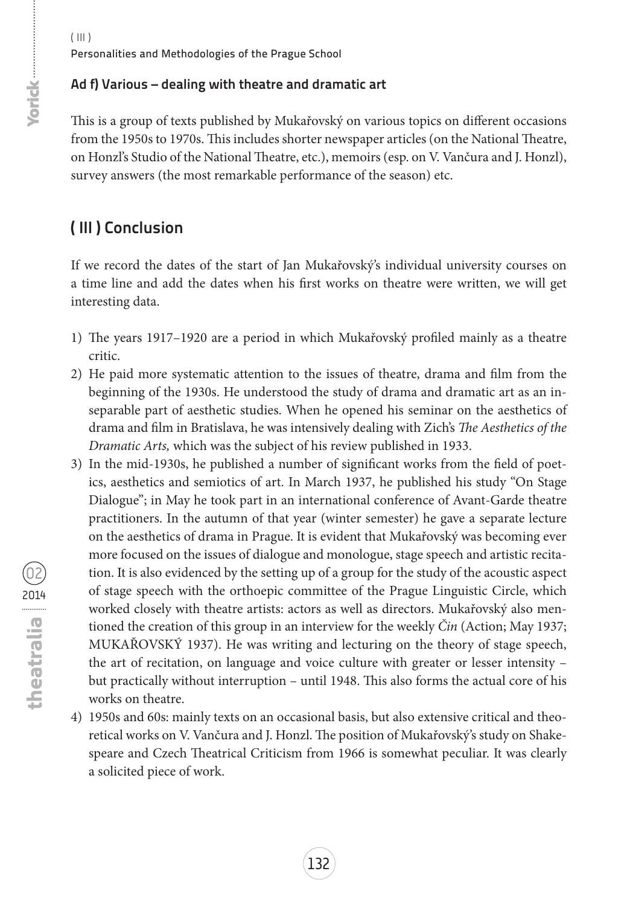### Ad f) Various – dealing with theatre and dramatic art

This is a group of texts published by Mukařovský on various topics on different occasions from the 1950s to 1970s. This includes shorter newspaper articles (on the National Theatre, on Honzl's Studio of the National Theatre, etc.), memoirs (esp. on V. Vančura and J. Honzl), survey answers (the most remarkable performance of the season) etc.

## ( III ) Conclusion

If we record the dates of the start of Jan Mukařovský's individual university courses on a time line and add the dates when his first works on theatre were written, we will get interesting data.

1) The years 1917–1920 are a period in which Mukařovský profiled mainly as a theatre critic.
2) He paid more systematic attention to the issues of theatre, drama and film from the beginning of the 1930s. He understood the study of drama and dramatic art as an inseparable part of aesthetic studies. When he opened his seminar on the aesthetics of drama and film in Bratislava, he was intensively dealing with Zich's *The Aesthetics of the Dramatic Arts,* which was the subject of his review published in 1933.
3) In the mid-1930s, he published a number of significant works from the field of poetics, aesthetics and semiotics of art. In March 1937, he published his study "On Stage Dialogue"; in May he took part in an international conference of Avant-Garde theatre practitioners. In the autumn of that year (winter semester) he gave a separate lecture on the aesthetics of drama in Prague. It is evident that Mukařovský was becoming ever more focused on the issues of dialogue and monologue, stage speech and artistic recitation. It is also evidenced by the setting up of a group for the study of the acoustic aspect of stage speech with the orthoepic committee of the Prague Linguistic Circle, which worked closely with theatre artists: actors as well as directors. Mukařovský also mentioned the creation of this group in an interview for the weekly *Čin* (Action; May 1937; MUKAŘOVSKÝ 1937). He was writing and lecturing on the theory of stage speech, the art of recitation, on language and voice culture with greater or lesser intensity – but practically without interruption – until 1948. This also forms the actual core of his works on theatre.
4) 1950s and 60s: mainly texts on an occasional basis, but also extensive critical and theoretical works on V. Vančura and J. Honzl. The position of Mukařovský's study on Shakespeare and Czech Theatrical Criticism from 1966 is somewhat peculiar. It was clearly a solicited piece of work.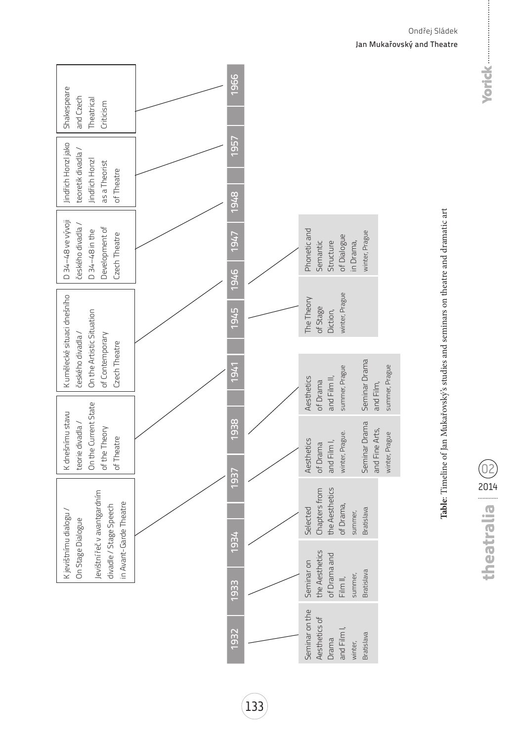| Year | Studies on theatre | Seminars on theatre and dramatic art |
| --- | --- | --- |
| 1932 | | Seminar on the Aesthetics of Drama and Film I, winter, Bratislava |
| 1933 | | Seminar on the Aesthetics of Drama and Film II, summer, Bratislava |
| 1934 | K jevištnímu dialogu / On Stage Dialogue<br>Jevištní řeč v avantgardním divadle / Stage Speech in Avant-Garde Theatre | Selected Chapters from the Aesthetics of Drama, summer, Bratislava |
| 1937 | | Aesthetics of Drama and Film I, winter, Prague.<br>Seminar Drama and Fine Arts, winter, Prague |
| 1938 | K dnešnímu stavu teorie divadla / On the Current State of the Theory of Theatre | Aesthetics of Drama and Film II, summer, Prague<br>Seminar Drama and Film, summer, Prague |
| 1941 | K umělecké situaci dnešního českého divadla / On the Artistic Situation of Contemporary Czech Theatre | |
| 1945 | | The Theory of Stage Diction, winter, Prague |
| 1946 | | Phonetic and Semantic Structure of Dialogue in Drama, winter, Prague |
| 1948 | D 34–48 ve vývoji českého divadla / D 34–48 in the Development of Czech Theatre | |
| 1957 | Jindřich Honzl jako teoretik divadla / Jindřich Honzl as a Theorist of Theatre | |
| 1966 | Shakespeare and Czech Theatrical Criticism | |

**Table**: Timeline of Jan Mukařovský's studies and seminars on theatre and dramatic art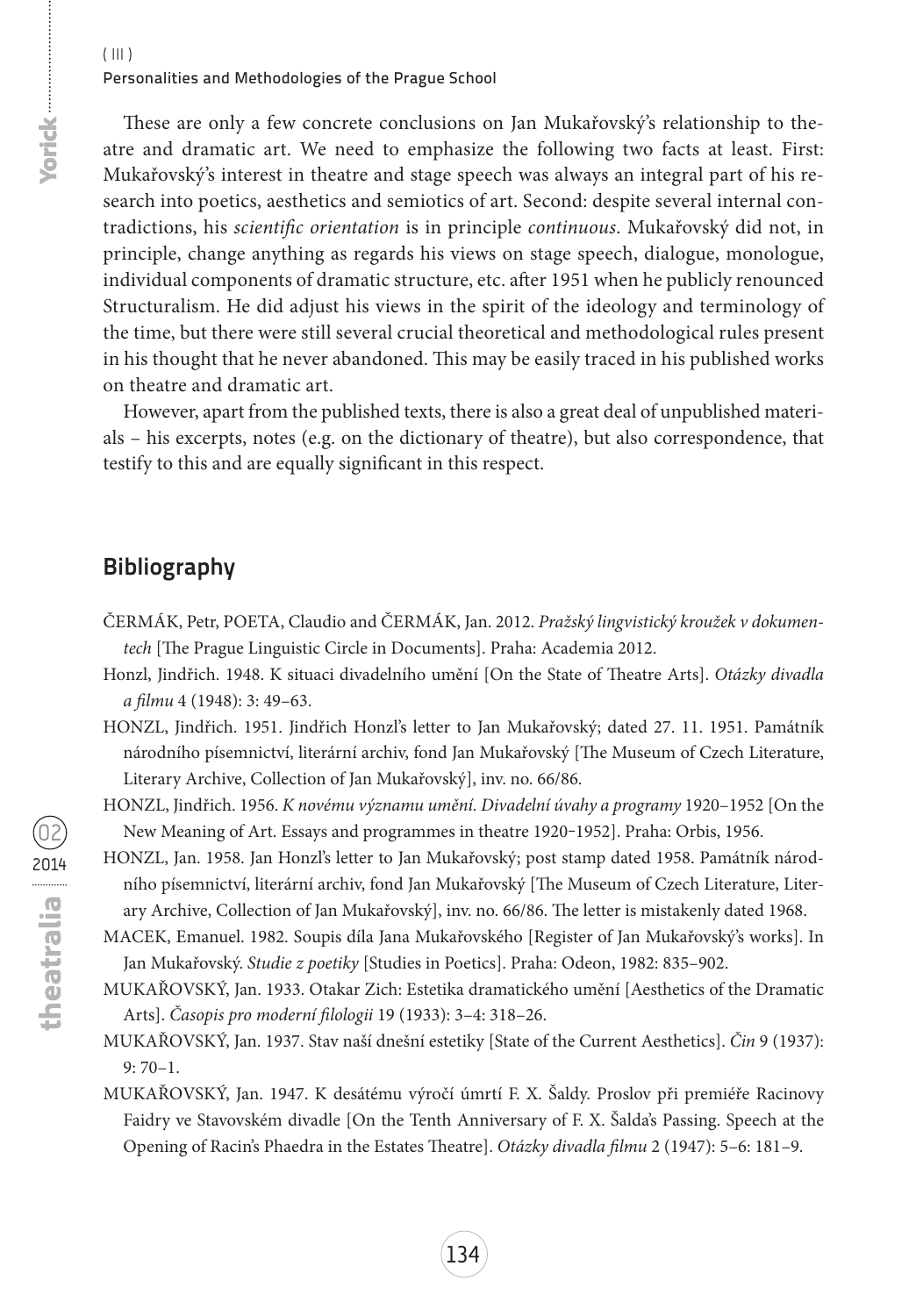These are only a few concrete conclusions on Jan Mukařovský's relationship to theatre and dramatic art. We need to emphasize the following two facts at least. First: Mukařovský's interest in theatre and stage speech was always an integral part of his research into poetics, aesthetics and semiotics of art. Second: despite several internal contradictions, his *scientific orientation* is in principle *continuous*. Mukařovský did not, in principle, change anything as regards his views on stage speech, dialogue, monologue, individual components of dramatic structure, etc. after 1951 when he publicly renounced Structuralism. He did adjust his views in the spirit of the ideology and terminology of the time, but there were still several crucial theoretical and methodological rules present in his thought that he never abandoned. This may be easily traced in his published works on theatre and dramatic art.

However, apart from the published texts, there is also a great deal of unpublished materials – his excerpts, notes (e.g. on the dictionary of theatre), but also correspondence, that testify to this and are equally significant in this respect.

## Bibliography

ČERMÁK, Petr, POETA, Claudio and ČERMÁK, Jan. 2012. *Pražský lingvistický kroužek v dokumentech* [The Prague Linguistic Circle in Documents]. Praha: Academia 2012.

Honzl, Jindřich. 1948. K situaci divadelního umění [On the State of Theatre Arts]. *Otázky divadla a filmu* 4 (1948): 3: 49–63.

HONZL, Jindřich. 1951. Jindřich Honzl's letter to Jan Mukařovský; dated 27. 11. 1951. Památník národního písemnictví, literární archiv, fond Jan Mukařovský [The Museum of Czech Literature, Literary Archive, Collection of Jan Mukařovský], inv. no. 66/86.

HONZL, Jindřich. 1956. *K novému významu umění. Divadelní úvahy a programy* 1920–1952 [On the New Meaning of Art. Essays and programmes in theatre 1920-1952]. Praha: Orbis, 1956.

HONZL, Jan. 1958. Jan Honzl's letter to Jan Mukařovský; post stamp dated 1958. Památník národního písemnictví, literární archiv, fond Jan Mukařovský [The Museum of Czech Literature, Literary Archive, Collection of Jan Mukařovský], inv. no. 66/86. The letter is mistakenly dated 1968.

MACEK, Emanuel. 1982. Soupis díla Jana Mukařovského [Register of Jan Mukařovský's works]. In Jan Mukařovský. *Studie z poetiky* [Studies in Poetics]. Praha: Odeon, 1982: 835–902.

MUKAŘOVSKÝ, Jan. 1933. Otakar Zich: Estetika dramatického umění [Aesthetics of the Dramatic Arts]. *Časopis pro moderní filologii* 19 (1933): 3–4: 318–26.

MUKAŘOVSKÝ, Jan. 1937. Stav naší dnešní estetiky [State of the Current Aesthetics]. *Čin* 9 (1937): 9: 70–1.

MUKAŘOVSKÝ, Jan. 1947. K desátému výročí úmrtí F. X. Šaldy. Proslov při premiéře Racinovy Faidry ve Stavovském divadle [On the Tenth Anniversary of F. X. Šalda's Passing. Speech at the Opening of Racin's Phaedra in the Estates Theatre]. *Otázky divadla filmu* 2 (1947): 5–6: 181–9.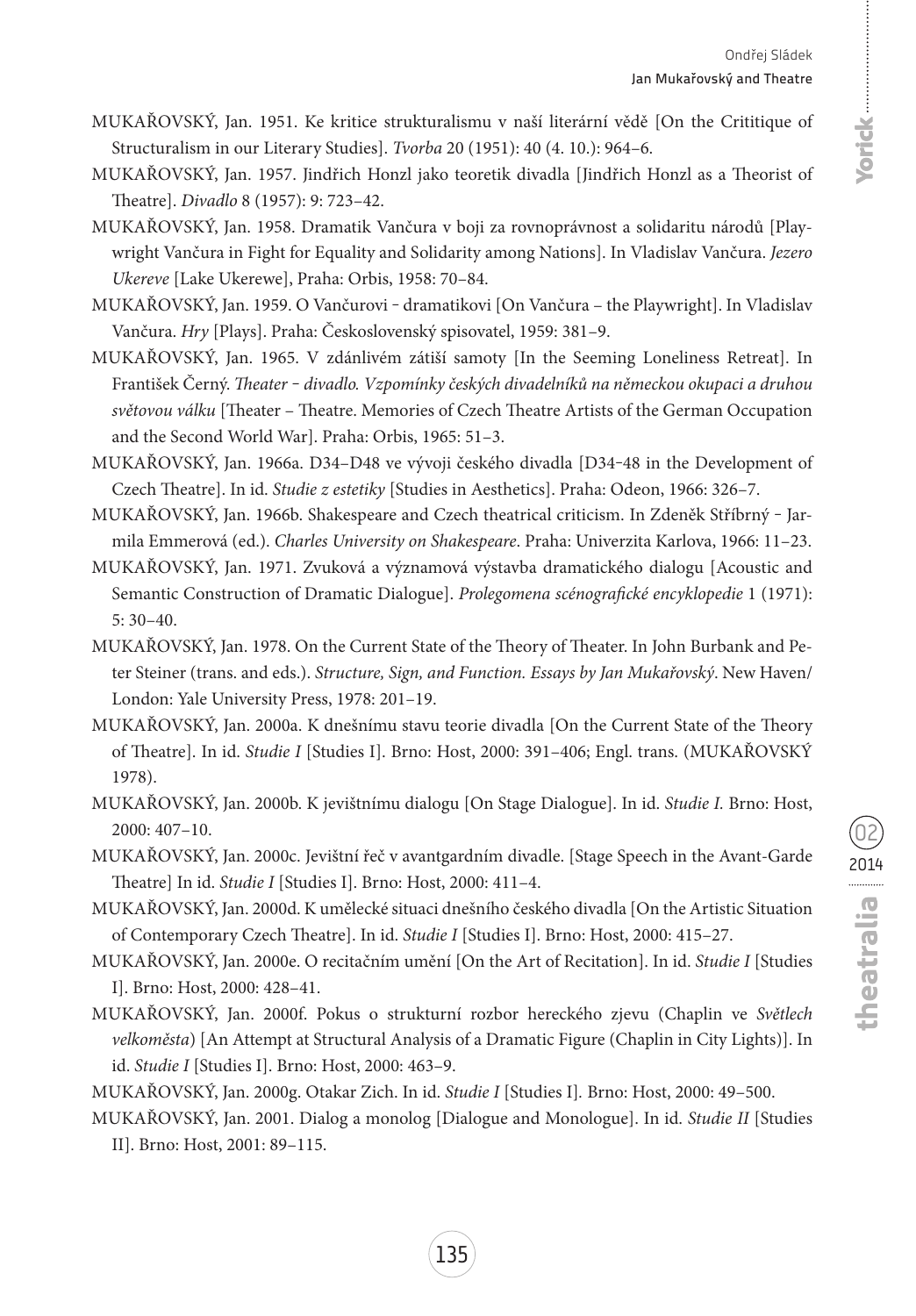MUKAŘOVSKÝ, Jan. 1951. Ke kritice strukturalismu v naší literární vědě [On the Crititique of Structuralism in our Literary Studies]. *Tvorba* 20 (1951): 40 (4. 10.): 964–6.

MUKAŘOVSKÝ, Jan. 1957. Jindřich Honzl jako teoretik divadla [Jindřich Honzl as a Theorist of Theatre]. *Divadlo* 8 (1957): 9: 723–42.

MUKAŘOVSKÝ, Jan. 1958. Dramatik Vančura v boji za rovnoprávnost a solidaritu národů [Playwright Vančura in Fight for Equality and Solidarity among Nations]. In Vladislav Vančura. *Jezero Ukereve* [Lake Ukerewe], Praha: Orbis, 1958: 70–84.

MUKAŘOVSKÝ, Jan. 1959. O Vančurovi – dramatikovi [On Vančura – the Playwright]. In Vladislav Vančura. *Hry* [Plays]. Praha: Československý spisovatel, 1959: 381–9.

MUKAŘOVSKÝ, Jan. 1965. V zdánlivém zátiší samoty [In the Seeming Loneliness Retreat]. In František Černý. *Theater – divadlo. Vzpomínky českých divadelníků na německou okupaci a druhou světovou válku* [Theater – Theatre. Memories of Czech Theatre Artists of the German Occupation and the Second World War]. Praha: Orbis, 1965: 51–3.

MUKAŘOVSKÝ, Jan. 1966a. D34–D48 ve vývoji českého divadla [D34–48 in the Development of Czech Theatre]. In id. *Studie z estetiky* [Studies in Aesthetics]. Praha: Odeon, 1966: 326–7.

MUKAŘOVSKÝ, Jan. 1966b. Shakespeare and Czech theatrical criticism. In Zdeněk Stříbrný – Jarmila Emmerová (ed.). *Charles University on Shakespeare*. Praha: Univerzita Karlova, 1966: 11–23.

MUKAŘOVSKÝ, Jan. 1971. Zvuková a významová výstavba dramatického dialogu [Acoustic and Semantic Construction of Dramatic Dialogue]. *Prolegomena scénografické encyklopedie* 1 (1971): 5: 30–40.

MUKAŘOVSKÝ, Jan. 1978. On the Current State of the Theory of Theater. In John Burbank and Peter Steiner (trans. and eds.). *Structure, Sign, and Function. Essays by Jan Mukařovský*. New Haven/London: Yale University Press, 1978: 201–19.

MUKAŘOVSKÝ, Jan. 2000a. K dnešnímu stavu teorie divadla [On the Current State of the Theory of Theatre]. In id. *Studie I* [Studies I]. Brno: Host, 2000: 391–406; Engl. trans. (MUKAŘOVSKÝ 1978).

MUKAŘOVSKÝ, Jan. 2000b. K jevištnímu dialogu [On Stage Dialogue]. In id. *Studie I*. Brno: Host, 2000: 407–10.

MUKAŘOVSKÝ, Jan. 2000c. Jevištní řeč v avantgardním divadle. [Stage Speech in the Avant-Garde Theatre] In id. *Studie I* [Studies I]. Brno: Host, 2000: 411–4.

MUKAŘOVSKÝ, Jan. 2000d. K umělecké situaci dnešního českého divadla [On the Artistic Situation of Contemporary Czech Theatre]. In id. *Studie I* [Studies I]. Brno: Host, 2000: 415–27.

MUKAŘOVSKÝ, Jan. 2000e. O recitačním umění [On the Art of Recitation]. In id. *Studie I* [Studies I]. Brno: Host, 2000: 428–41.

MUKAŘOVSKÝ, Jan. 2000f. Pokus o strukturní rozbor hereckého zjevu (Chaplin ve *Světlech velkoměsta*) [An Attempt at Structural Analysis of a Dramatic Figure (Chaplin in City Lights)]. In id. *Studie I* [Studies I]. Brno: Host, 2000: 463–9.

MUKAŘOVSKÝ, Jan. 2000g. Otakar Zich. In id. *Studie I* [Studies I]. Brno: Host, 2000: 49–500.

MUKAŘOVSKÝ, Jan. 2001. Dialog a monolog [Dialogue and Monologue]. In id. *Studie II* [Studies II]. Brno: Host, 2001: 89–115.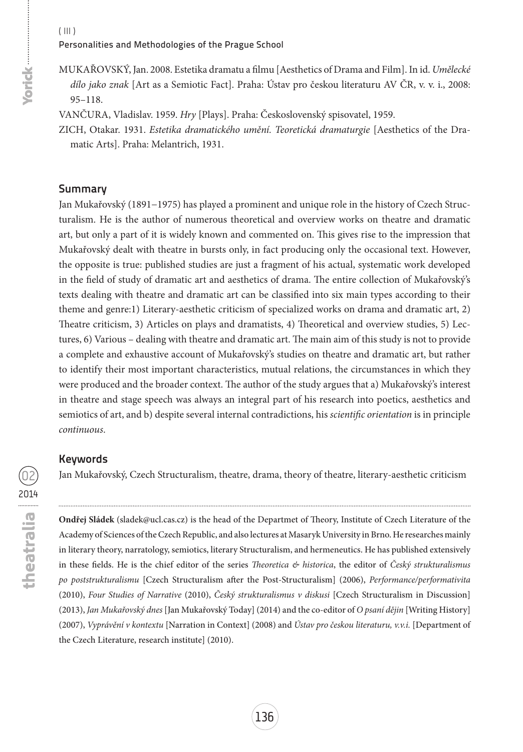MUKAŘOVSKÝ, Jan. 2008. Estetika dramatu a filmu [Aesthetics of Drama and Film]. In id. *Umělecké dílo jako znak* [Art as a Semiotic Fact]. Praha: Ústav pro českou literaturu AV ČR, v. v. i., 2008: 95–118.

VANČURA, Vladislav. 1959. *Hry* [Plays]. Praha: Československý spisovatel, 1959.

ZICH, Otakar. 1931. *Estetika dramatického umění. Teoretická dramaturgie* [Aesthetics of the Dramatic Arts]. Praha: Melantrich, 1931.

## Summary

Jan Mukařovský (1891–1975) has played a prominent and unique role in the history of Czech Structuralism. He is the author of numerous theoretical and overview works on theatre and dramatic art, but only a part of it is widely known and commented on. This gives rise to the impression that Mukařovský dealt with theatre in bursts only, in fact producing only the occasional text. However, the opposite is true: published studies are just a fragment of his actual, systematic work developed in the field of study of dramatic art and aesthetics of drama. The entire collection of Mukařovský's texts dealing with theatre and dramatic art can be classified into six main types according to their theme and genre:1) Literary-aesthetic criticism of specialized works on drama and dramatic art, 2) Theatre criticism, 3) Articles on plays and dramatists, 4) Theoretical and overview studies, 5) Lectures, 6) Various – dealing with theatre and dramatic art. The main aim of this study is not to provide a complete and exhaustive account of Mukařovský's studies on theatre and dramatic art, but rather to identify their most important characteristics, mutual relations, the circumstances in which they were produced and the broader context. The author of the study argues that a) Mukařovský's interest in theatre and stage speech was always an integral part of his research into poetics, aesthetics and semiotics of art, and b) despite several internal contradictions, his *scientific orientation* is in principle *continuous*.

## Keywords

Jan Mukařovský, Czech Structuralism, theatre, drama, theory of theatre, literary-aesthetic criticism

---

**Ondřej Sládek** (sladek@ucl.cas.cz) is the head of the Departmet of Theory, Institute of Czech Literature of the Academy of Sciences of the Czech Republic, and also lectures at Masaryk University in Brno. He researches mainly in literary theory, narratology, semiotics, literary Structuralism, and hermeneutics. He has published extensively in these fields. He is the chief editor of the series *Theoretica & historica*, the editor of *Český strukturalismus po poststrukturalismu* [Czech Structuralism after the Post-Structuralism] (2006), *Performance/performativita* (2010), *Four Studies of Narrative* (2010), *Český strukturalismus v diskusi* [Czech Structuralism in Discussion] (2013), *Jan Mukařovský dnes* [Jan Mukařovský Today] (2014) and the co-editor of *O psaní dějin* [Writing History] (2007), *Vyprávění v kontextu* [Narration in Context] (2008) and *Ústav pro českou literaturu, v.v.i.* [Department of the Czech Literature, research institute] (2010).